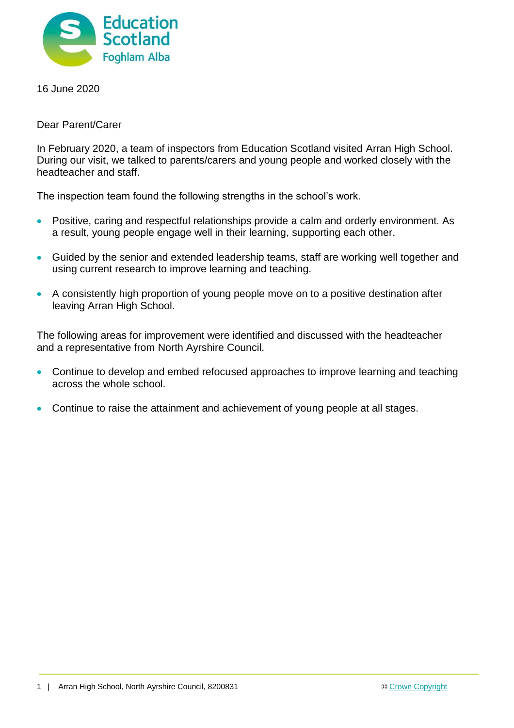16 June 2020

Dear Parent/Carer

In February 2020, a team of inspectors from Education Scotland visited Arran High School. During our visit, we talked to parents/carers and young people and worked closely with the headteacher and staff.

The inspection team found the following strengths in the school's work.

- Positive, caring and respectful relationships provide a calm and orderly environment. As a result, young people engage well in their learning, supporting each other.
- Guided by the senior and extended leadership teams, staff are working well together and using current research to improve learning and teaching.
- A consistently high proportion of young people move on to a positive destination after leaving Arran High School.

The following areas for improvement were identified and discussed with the headteacher and a representative from North Ayrshire Council.

- Continue to develop and embed refocused approaches to improve learning and teaching across the whole school.
- Continue to raise the attainment and achievement of young people at all stages.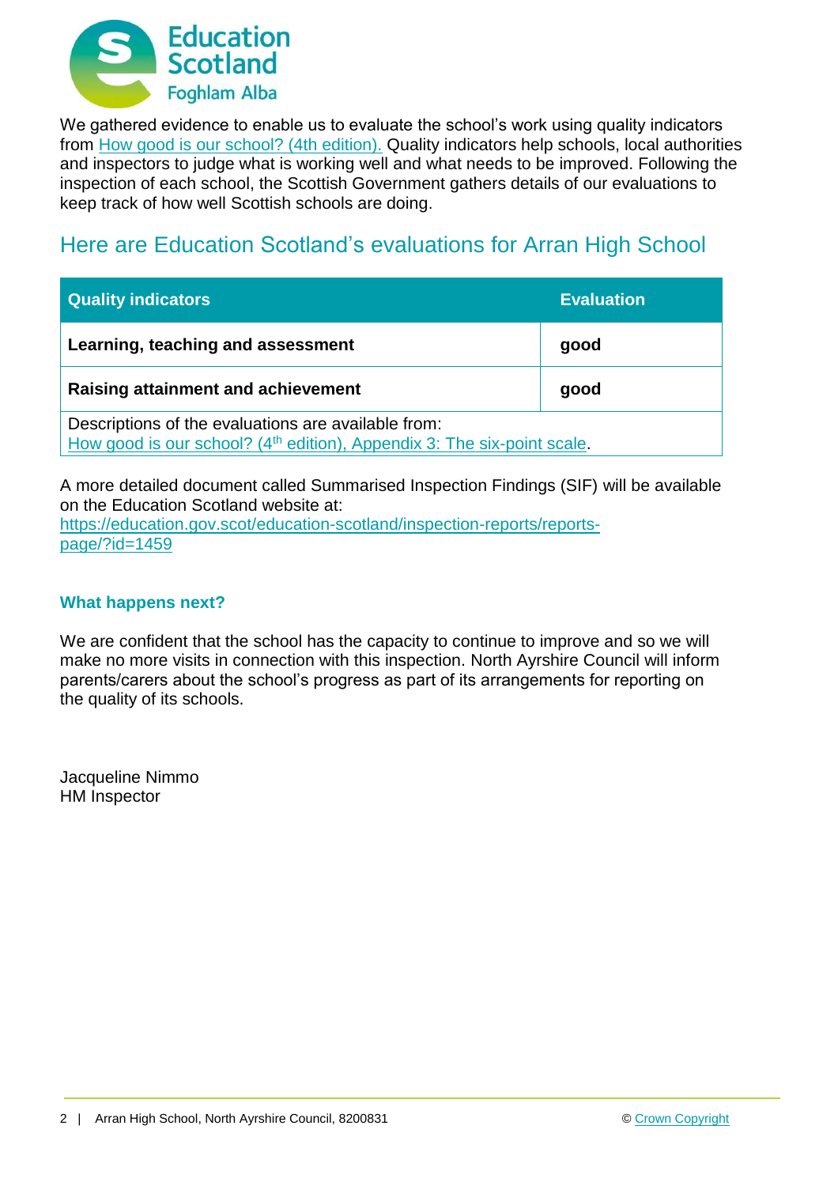We gathered evidence to enable us to evaluate the school's work using quality indicators from How good is our school? (4th edition). Quality indicators help schools, local authorities and inspectors to judge what is working well and what needs to be improved. Following the inspection of each school, the Scottish Government gathers details of our evaluations to keep track of how well Scottish schools are doing.

## Here are Education Scotland's evaluations for Arran High School

| Quality indicators | Evaluation |
|---|---|
| **Learning, teaching and assessment** | **good** |
| **Raising attainment and achievement** | **good** |
| Descriptions of the evaluations are available from: How good is our school? (4th edition), Appendix 3: The six-point scale. | |

A more detailed document called Summarised Inspection Findings (SIF) will be available on the Education Scotland website at: https://education.gov.scot/education-scotland/inspection-reports/reports-page/?id=1459

### What happens next?

We are confident that the school has the capacity to continue to improve and so we will make no more visits in connection with this inspection. North Ayrshire Council will inform parents/carers about the school's progress as part of its arrangements for reporting on the quality of its schools.

Jacqueline Nimmo
HM Inspector